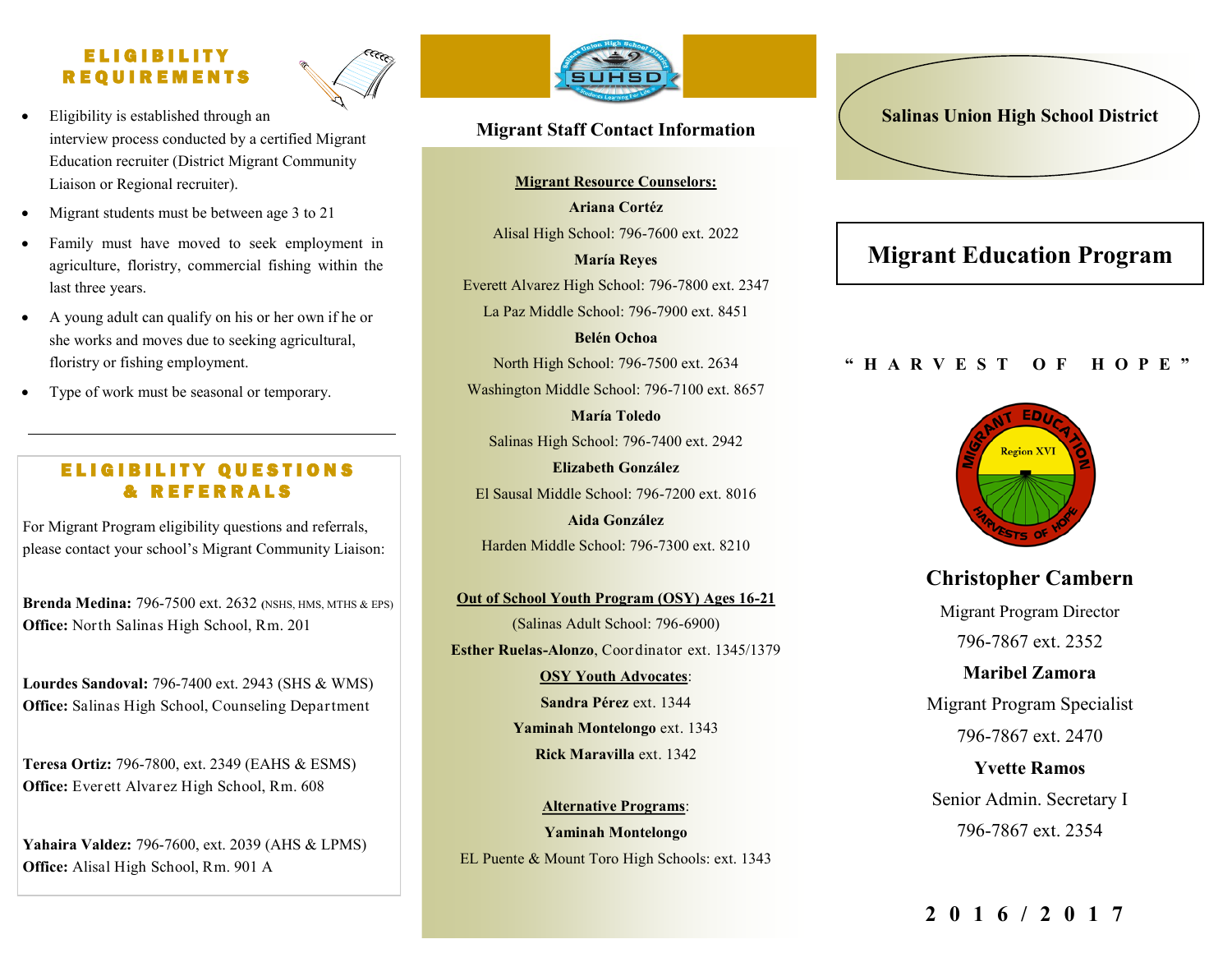## ELIGIBILITY REQUIREMENTS

- Eligibility is established through an interview process conducted by a certified Migrant Education recruiter (District Migrant Community Liaison or Regional recruiter).
- Migrant students must be between age 3 to 21
- Family must have moved to seek employment in agriculture, floristry, commercial fishing within the last three years.
- A young adult can qualify on his or her own if he or she works and moves due to seeking agricultural, floristry or fishing employment.
- Type of work must be seasonal or temporary.

## ELIGIBILITY QUESTIONS & REFERRALS

For Migrant Program eligibility questions and referrals, please contact your school's Migrant Community Liaison:

**Brenda Medina:** 796-7500 ext. 2632 (NSHS, HMS, MTHS & EPS)
**Office:** North Salinas High School, Rm. 201

**Lourdes Sandoval:** 796-7400 ext. 2943 (SHS & WMS)
**Office:** Salinas High School, Counseling Department

**Teresa Ortiz:** 796-7800, ext. 2349 (EAHS & ESMS)
**Office:** Everett Alvarez High School, Rm. 608

**Yahaira Valdez:** 796-7600, ext. 2039 (AHS & LPMS)
**Office:** Alisal High School, Rm. 901 A

## Migrant Staff Contact Information

**Migrant Resource Counselors:**

**Ariana Cortéz**
Alisal High School: 796-7600 ext. 2022

**María Reyes**
Everett Alvarez High School: 796-7800 ext. 2347
La Paz Middle School: 796-7900 ext. 8451

**Belén Ochoa**
North High School: 796-7500 ext. 2634
Washington Middle School: 796-7100 ext. 8657

**María Toledo**
Salinas High School: 796-7400 ext. 2942

**Elizabeth González**
El Sausal Middle School: 796-7200 ext. 8016

**Aida González**
Harden Middle School: 796-7300 ext. 8210

**Out of School Youth Program (OSY) Ages 16-21**
(Salinas Adult School: 796-6900)
**Esther Ruelas-Alonzo**, Coordinator ext. 1345/1379

**OSY Youth Advocates**:
**Sandra Pérez** ext. 1344
**Yaminah Montelongo** ext. 1343
**Rick Maravilla** ext. 1342

**Alternative Programs**:
**Yaminah Montelongo**
EL Puente & Mount Toro High Schools: ext. 1343

**Salinas Union High School District**

# Migrant Education Program

"HARVEST OF HOPE"

**Christopher Cambern**
Migrant Program Director
796-7867 ext. 2352

**Maribel Zamora**
Migrant Program Specialist
796-7867 ext. 2470

**Yvette Ramos**
Senior Admin. Secretary I
796-7867 ext. 2354

**2016/2017**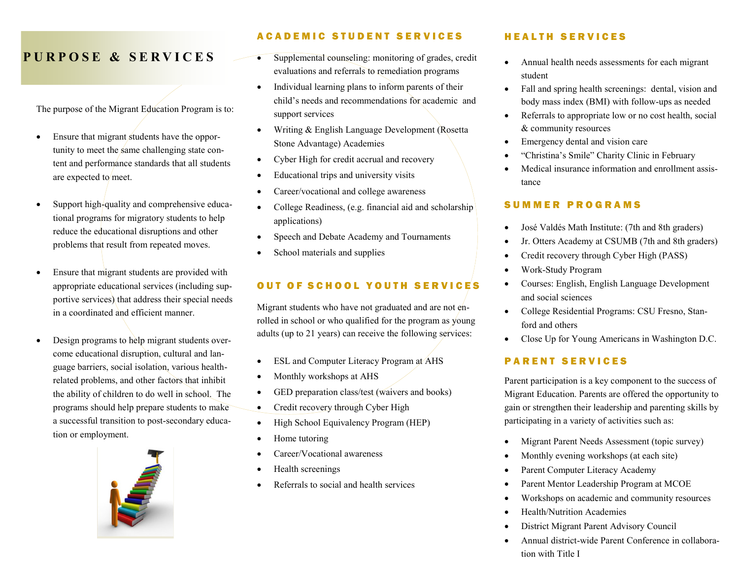# PURPOSE & SERVICES

The purpose of the Migrant Education Program is to:

- Ensure that migrant students have the opportunity to meet the same challenging state content and performance standards that all students are expected to meet.
- Support high-quality and comprehensive educational programs for migratory students to help reduce the educational disruptions and other problems that result from repeated moves.
- Ensure that migrant students are provided with appropriate educational services (including supportive services) that address their special needs in a coordinated and efficient manner.
- Design programs to help migrant students overcome educational disruption, cultural and language barriers, social isolation, various health-related problems, and other factors that inhibit the ability of children to do well in school. The programs should help prepare students to make a successful transition to post-secondary education or employment.

## ACADEMIC STUDENT SERVICES

- Supplemental counseling: monitoring of grades, credit evaluations and referrals to remediation programs
- Individual learning plans to inform parents of their child's needs and recommendations for academic and support services
- Writing & English Language Development (Rosetta Stone Advantage) Academies
- Cyber High for credit accrual and recovery
- Educational trips and university visits
- Career/vocational and college awareness
- College Readiness, (e.g. financial aid and scholarship applications)
- Speech and Debate Academy and Tournaments
- School materials and supplies

## OUT OF SCHOOL YOUTH SERVICES

Migrant students who have not graduated and are not enrolled in school or who qualified for the program as young adults (up to 21 years) can receive the following services:

- ESL and Computer Literacy Program at AHS
- Monthly workshops at AHS
- GED preparation class/test (waivers and books)
- Credit recovery through Cyber High
- High School Equivalency Program (HEP)
- Home tutoring
- Career/Vocational awareness
- Health screenings
- Referrals to social and health services

## HEALTH SERVICES

- Annual health needs assessments for each migrant student
- Fall and spring health screenings: dental, vision and body mass index (BMI) with follow-ups as needed
- Referrals to appropriate low or no cost health, social & community resources
- Emergency dental and vision care
- "Christina's Smile" Charity Clinic in February
- Medical insurance information and enrollment assistance

## SUMMER PROGRAMS

- José Valdés Math Institute: (7th and 8th graders)
- Jr. Otters Academy at CSUMB (7th and 8th graders)
- Credit recovery through Cyber High (PASS)
- Work-Study Program
- Courses: English, English Language Development and social sciences
- College Residential Programs: CSU Fresno, Stanford and others
- Close Up for Young Americans in Washington D.C.

## PARENT SERVICES

Parent participation is a key component to the success of Migrant Education. Parents are offered the opportunity to gain or strengthen their leadership and parenting skills by participating in a variety of activities such as:

- Migrant Parent Needs Assessment (topic survey)
- Monthly evening workshops (at each site)
- Parent Computer Literacy Academy
- Parent Mentor Leadership Program at MCOE
- Workshops on academic and community resources
- Health/Nutrition Academies
- District Migrant Parent Advisory Council
- Annual district-wide Parent Conference in collaboration with Title I